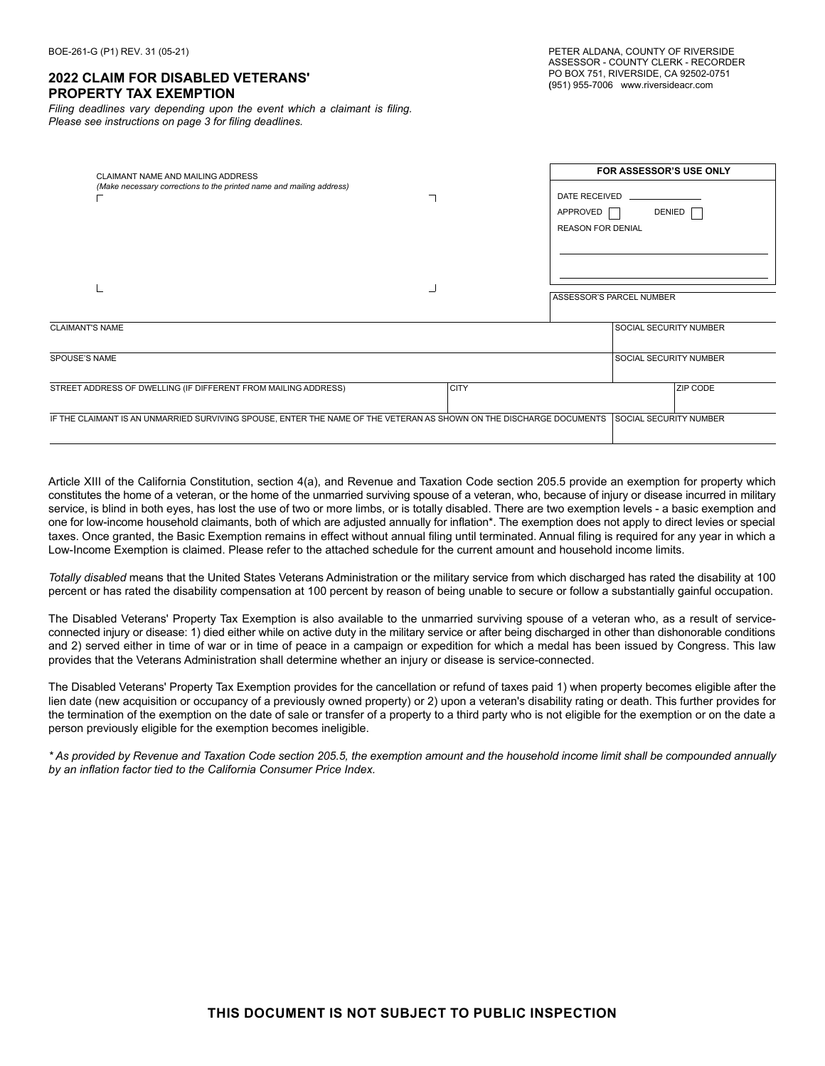BOE-261-G (P1) REV. 31 (05-21)

PETER ALDANA, COUNTY OF RIVERSIDE
ASSESSOR - COUNTY CLERK - RECORDER
PO BOX 751, RIVERSIDE, CA 92502-0751
(951) 955-7006 www.riversideacr.com

## 2022 CLAIM FOR DISABLED VETERANS' PROPERTY TAX EXEMPTION

*Filing deadlines vary depending upon the event which a claimant is filing. Please see instructions on page 3 for filing deadlines.*

CLAIMANT NAME AND MAILING ADDRESS
*(Make necessary corrections to the printed name and mailing address)*

| FOR ASSESSOR'S USE ONLY |
|---|
| DATE RECEIVED ______________ |
| APPROVED ☐ DENIED ☐ |
| REASON FOR DENIAL |
| |
| |
| ASSESSOR'S PARCEL NUMBER |

| CLAIMANT'S NAME | | SOCIAL SECURITY NUMBER | |
|---|---|---|---|
| SPOUSE'S NAME | | SOCIAL SECURITY NUMBER | |
| STREET ADDRESS OF DWELLING (IF DIFFERENT FROM MAILING ADDRESS) | CITY | | ZIP CODE |
| IF THE CLAIMANT IS AN UNMARRIED SURVIVING SPOUSE, ENTER THE NAME OF THE VETERAN AS SHOWN ON THE DISCHARGE DOCUMENTS | | SOCIAL SECURITY NUMBER | |

Article XIII of the California Constitution, section 4(a), and Revenue and Taxation Code section 205.5 provide an exemption for property which constitutes the home of a veteran, or the home of the unmarried surviving spouse of a veteran, who, because of injury or disease incurred in military service, is blind in both eyes, has lost the use of two or more limbs, or is totally disabled. There are two exemption levels - a basic exemption and one for low-income household claimants, both of which are adjusted annually for inflation*. The exemption does not apply to direct levies or special taxes. Once granted, the Basic Exemption remains in effect without annual filing until terminated. Annual filing is required for any year in which a Low-Income Exemption is claimed. Please refer to the attached schedule for the current amount and household income limits.

*Totally disabled* means that the United States Veterans Administration or the military service from which discharged has rated the disability at 100 percent or has rated the disability compensation at 100 percent by reason of being unable to secure or follow a substantially gainful occupation.

The Disabled Veterans' Property Tax Exemption is also available to the unmarried surviving spouse of a veteran who, as a result of service-connected injury or disease: 1) died either while on active duty in the military service or after being discharged in other than dishonorable conditions and 2) served either in time of war or in time of peace in a campaign or expedition for which a medal has been issued by Congress. This law provides that the Veterans Administration shall determine whether an injury or disease is service-connected.

The Disabled Veterans' Property Tax Exemption provides for the cancellation or refund of taxes paid 1) when property becomes eligible after the lien date (new acquisition or occupancy of a previously owned property) or 2) upon a veteran's disability rating or death. This further provides for the termination of the exemption on the date of sale or transfer of a property to a third party who is not eligible for the exemption or on the date a person previously eligible for the exemption becomes ineligible.

*\* As provided by Revenue and Taxation Code section 205.5, the exemption amount and the household income limit shall be compounded annually by an inflation factor tied to the California Consumer Price Index.*

**THIS DOCUMENT IS NOT SUBJECT TO PUBLIC INSPECTION**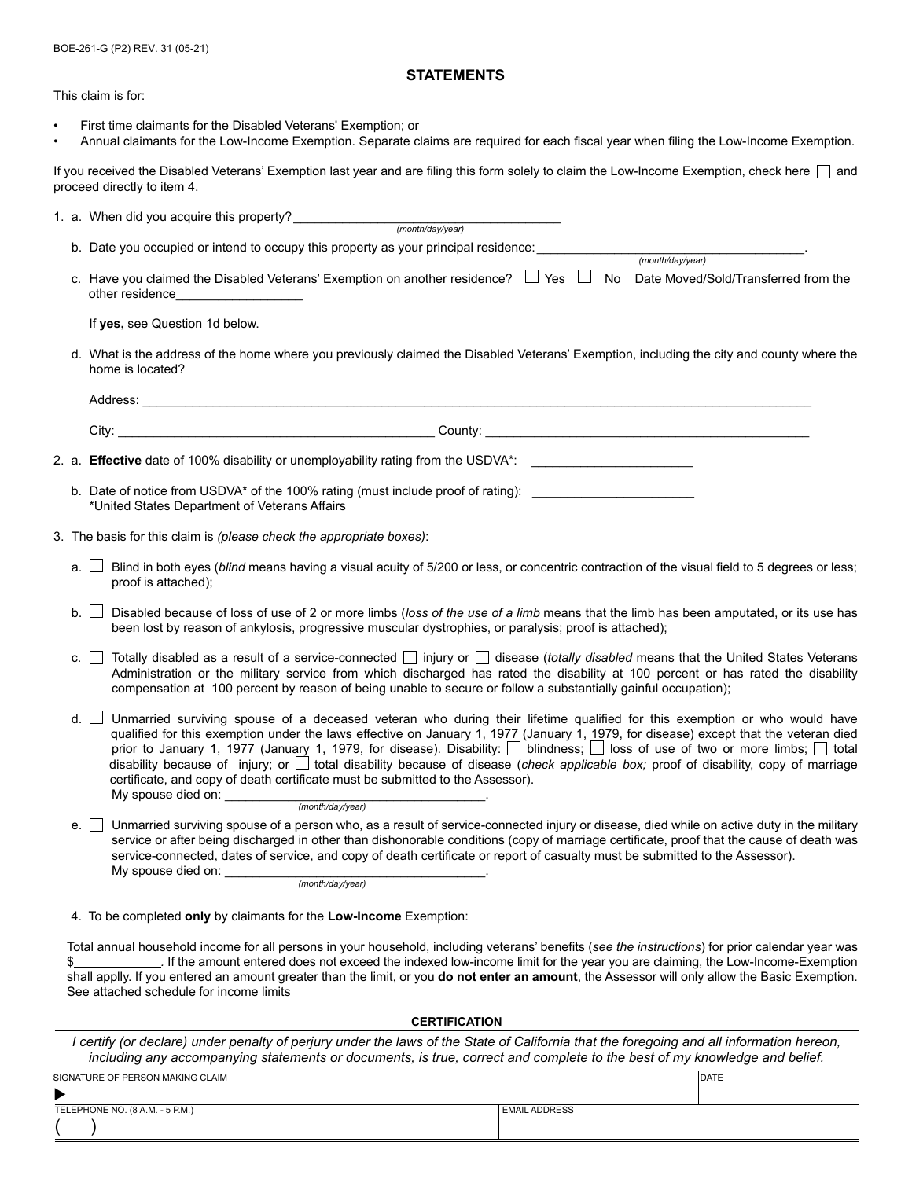BOE-261-G (P2) REV. 31 (05-21)

## STATEMENTS

This claim is for:

- First time claimants for the Disabled Veterans' Exemption; or
- Annual claimants for the Low-Income Exemption. Separate claims are required for each fiscal year when filing the Low-Income Exemption.

If you received the Disabled Veterans' Exemption last year and are filing this form solely to claim the Low-Income Exemption, check here ☐ and proceed directly to item 4.

1. a. When did you acquire this property? ______________________________________ *(month/day/year)*

   b. Date you occupied or intend to occupy this property as your principal residence: ______________________________________. *(month/day/year)*

   c. Have you claimed the Disabled Veterans' Exemption on another residence? ☐ Yes ☐ No Date Moved/Sold/Transferred from the other residence__________________

   If **yes,** see Question 1d below.

   d. What is the address of the home where you previously claimed the Disabled Veterans' Exemption, including the city and county where the home is located?

   Address: ______________________________________________________________________________

   City: _____________________________________________ County: _______________________________________________

2. a. **Effective** date of 100% disability or unemployability rating from the USDVA*: _______________________

   b. Date of notice from USDVA* of the 100% rating (must include proof of rating): _______________________
   *United States Department of Veterans Affairs

3. The basis for this claim is *(please check the appropriate boxes)*:

   a. ☐ Blind in both eyes (*blind* means having a visual acuity of 5/200 or less, or concentric contraction of the visual field to 5 degrees or less; proof is attached);

   b. ☐ Disabled because of loss of use of 2 or more limbs (*loss of the use of a limb* means that the limb has been amputated, or its use has been lost by reason of ankylosis, progressive muscular dystrophies, or paralysis; proof is attached);

   c. ☐ Totally disabled as a result of a service-connected ☐ injury or ☐ disease (*totally disabled* means that the United States Veterans Administration or the military service from which discharged has rated the disability at 100 percent or has rated the disability compensation at 100 percent by reason of being unable to secure or follow a substantially gainful occupation);

   d. ☐ Unmarried surviving spouse of a deceased veteran who during their lifetime qualified for this exemption or who would have qualified for this exemption under the laws effective on January 1, 1977 (January 1, 1979, for disease) except that the veteran died prior to January 1, 1977 (January 1, 1979, for disease). Disability: ☐ blindness; ☐ loss of use of two or more limbs; ☐ total disability because of injury; or ☐ total disability because of disease (*check applicable box;* proof of disability, copy of marriage certificate, and copy of death certificate must be submitted to the Assessor).
   My spouse died on: ______________________________________. *(month/day/year)*

   e. ☐ Unmarried surviving spouse of a person who, as a result of service-connected injury or disease, died while on active duty in the military service or after being discharged in other than dishonorable conditions (copy of marriage certificate, proof that the cause of death was service-connected, dates of service, and copy of death certificate or report of casualty must be submitted to the Assessor).
   My spouse died on: ______________________________________. *(month/day/year)*

4. To be completed **only** by claimants for the **Low-Income** Exemption:

Total annual household income for all persons in your household, including veterans' benefits (*see the instructions*) for prior calendar year was $____________. If the amount entered does not exceed the indexed low-income limit for the year you are claiming, the Low-Income-Exemption shall applly. If you entered an amount greater than the limit, or you **do not enter an amount**, the Assessor will only allow the Basic Exemption. See attached schedule for income limits

### CERTIFICATION

*I certify (or declare) under penalty of perjury under the laws of the State of California that the foregoing and all information hereon, including any accompanying statements or documents, is true, correct and complete to the best of my knowledge and belief.*

| SIGNATURE OF PERSON MAKING CLAIM | DATE |
|---|---|
| ▶ | |

| TELEPHONE NO. (8 A.M. - 5 P.M.) | EMAIL ADDRESS |
|---|---|
| ( ) | |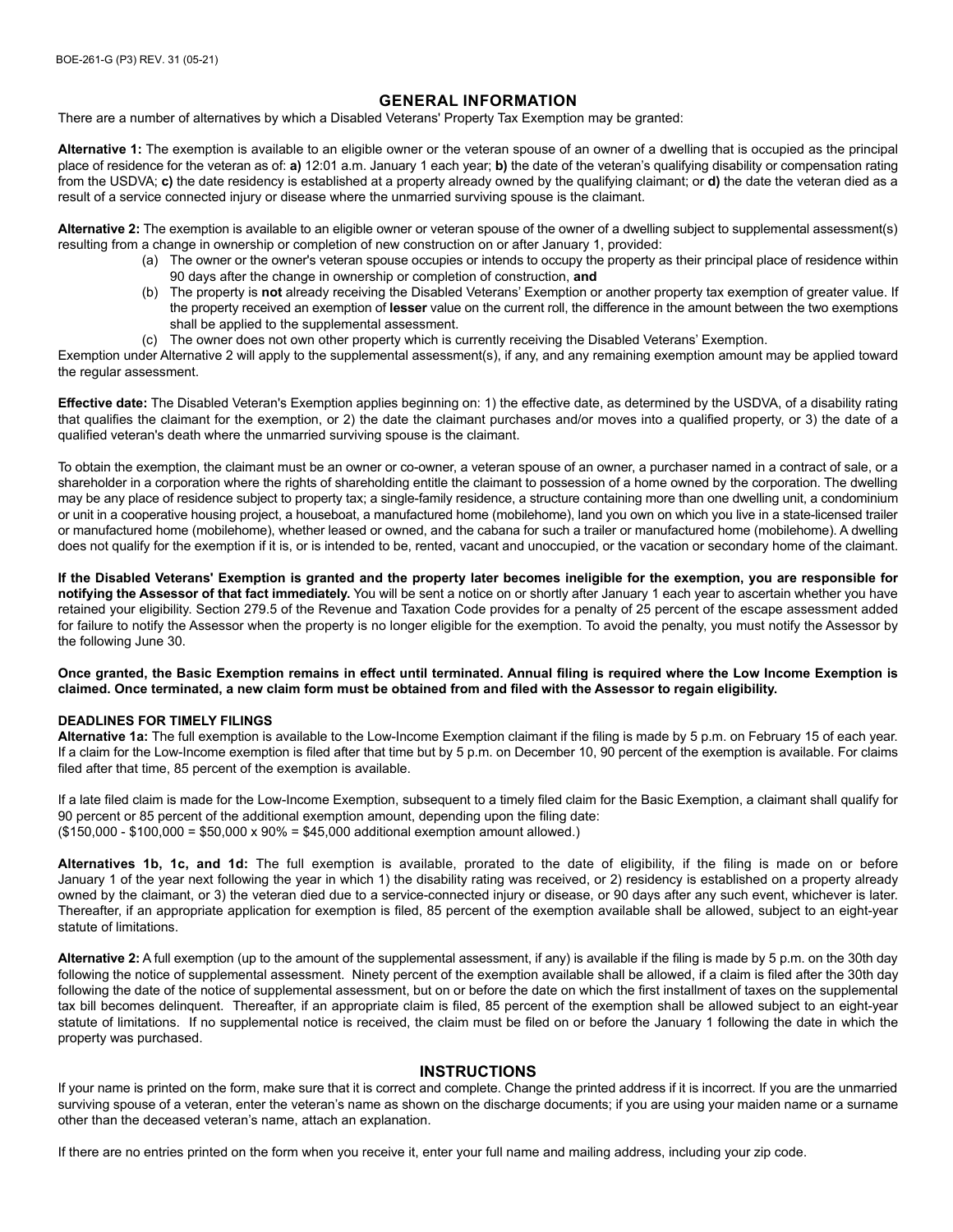## GENERAL INFORMATION

There are a number of alternatives by which a Disabled Veterans' Property Tax Exemption may be granted:

**Alternative 1:** The exemption is available to an eligible owner or the veteran spouse of an owner of a dwelling that is occupied as the principal place of residence for the veteran as of: **a)** 12:01 a.m. January 1 each year; **b)** the date of the veteran's qualifying disability or compensation rating from the USDVA; **c)** the date residency is established at a property already owned by the qualifying claimant; or **d)** the date the veteran died as a result of a service connected injury or disease where the unmarried surviving spouse is the claimant.

**Alternative 2:** The exemption is available to an eligible owner or veteran spouse of the owner of a dwelling subject to supplemental assessment(s) resulting from a change in ownership or completion of new construction on or after January 1, provided:

(a) The owner or the owner's veteran spouse occupies or intends to occupy the property as their principal place of residence within 90 days after the change in ownership or completion of construction, **and**

(b) The property is **not** already receiving the Disabled Veterans' Exemption or another property tax exemption of greater value. If the property received an exemption of **lesser** value on the current roll, the difference in the amount between the two exemptions shall be applied to the supplemental assessment.

(c) The owner does not own other property which is currently receiving the Disabled Veterans' Exemption.

Exemption under Alternative 2 will apply to the supplemental assessment(s), if any, and any remaining exemption amount may be applied toward the regular assessment.

**Effective date:** The Disabled Veteran's Exemption applies beginning on: 1) the effective date, as determined by the USDVA, of a disability rating that qualifies the claimant for the exemption, or 2) the date the claimant purchases and/or moves into a qualified property, or 3) the date of a qualified veteran's death where the unmarried surviving spouse is the claimant.

To obtain the exemption, the claimant must be an owner or co-owner, a veteran spouse of an owner, a purchaser named in a contract of sale, or a shareholder in a corporation where the rights of shareholding entitle the claimant to possession of a home owned by the corporation. The dwelling may be any place of residence subject to property tax; a single-family residence, a structure containing more than one dwelling unit, a condominium or unit in a cooperative housing project, a houseboat, a manufactured home (mobilehome), land you own on which you live in a state-licensed trailer or manufactured home (mobilehome), whether leased or owned, and the cabana for such a trailer or manufactured home (mobilehome). A dwelling does not qualify for the exemption if it is, or is intended to be, rented, vacant and unoccupied, or the vacation or secondary home of the claimant.

**If the Disabled Veterans' Exemption is granted and the property later becomes ineligible for the exemption, you are responsible for notifying the Assessor of that fact immediately.** You will be sent a notice on or shortly after January 1 each year to ascertain whether you have retained your eligibility. Section 279.5 of the Revenue and Taxation Code provides for a penalty of 25 percent of the escape assessment added for failure to notify the Assessor when the property is no longer eligible for the exemption. To avoid the penalty, you must notify the Assessor by the following June 30.

**Once granted, the Basic Exemption remains in effect until terminated. Annual filing is required where the Low Income Exemption is claimed. Once terminated, a new claim form must be obtained from and filed with the Assessor to regain eligibility.**

### DEADLINES FOR TIMELY FILINGS

**Alternative 1a:** The full exemption is available to the Low-Income Exemption claimant if the filing is made by 5 p.m. on February 15 of each year. If a claim for the Low-Income exemption is filed after that time but by 5 p.m. on December 10, 90 percent of the exemption is available. For claims filed after that time, 85 percent of the exemption is available.

If a late filed claim is made for the Low-Income Exemption, subsequent to a timely filed claim for the Basic Exemption, a claimant shall qualify for 90 percent or 85 percent of the additional exemption amount, depending upon the filing date:
($150,000 - $100,000 = $50,000 x 90% = $45,000 additional exemption amount allowed.)

**Alternatives 1b, 1c, and 1d:** The full exemption is available, prorated to the date of eligibility, if the filing is made on or before January 1 of the year next following the year in which 1) the disability rating was received, or 2) residency is established on a property already owned by the claimant, or 3) the veteran died due to a service-connected injury or disease, or 90 days after any such event, whichever is later. Thereafter, if an appropriate application for exemption is filed, 85 percent of the exemption available shall be allowed, subject to an eight-year statute of limitations.

**Alternative 2:** A full exemption (up to the amount of the supplemental assessment, if any) is available if the filing is made by 5 p.m. on the 30th day following the notice of supplemental assessment. Ninety percent of the exemption available shall be allowed, if a claim is filed after the 30th day following the date of the notice of supplemental assessment, but on or before the date on which the first installment of taxes on the supplemental tax bill becomes delinquent. Thereafter, if an appropriate claim is filed, 85 percent of the exemption shall be allowed subject to an eight-year statute of limitations. If no supplemental notice is received, the claim must be filed on or before the January 1 following the date in which the property was purchased.

## INSTRUCTIONS

If your name is printed on the form, make sure that it is correct and complete. Change the printed address if it is incorrect. If you are the unmarried surviving spouse of a veteran, enter the veteran's name as shown on the discharge documents; if you are using your maiden name or a surname other than the deceased veteran's name, attach an explanation.

If there are no entries printed on the form when you receive it, enter your full name and mailing address, including your zip code.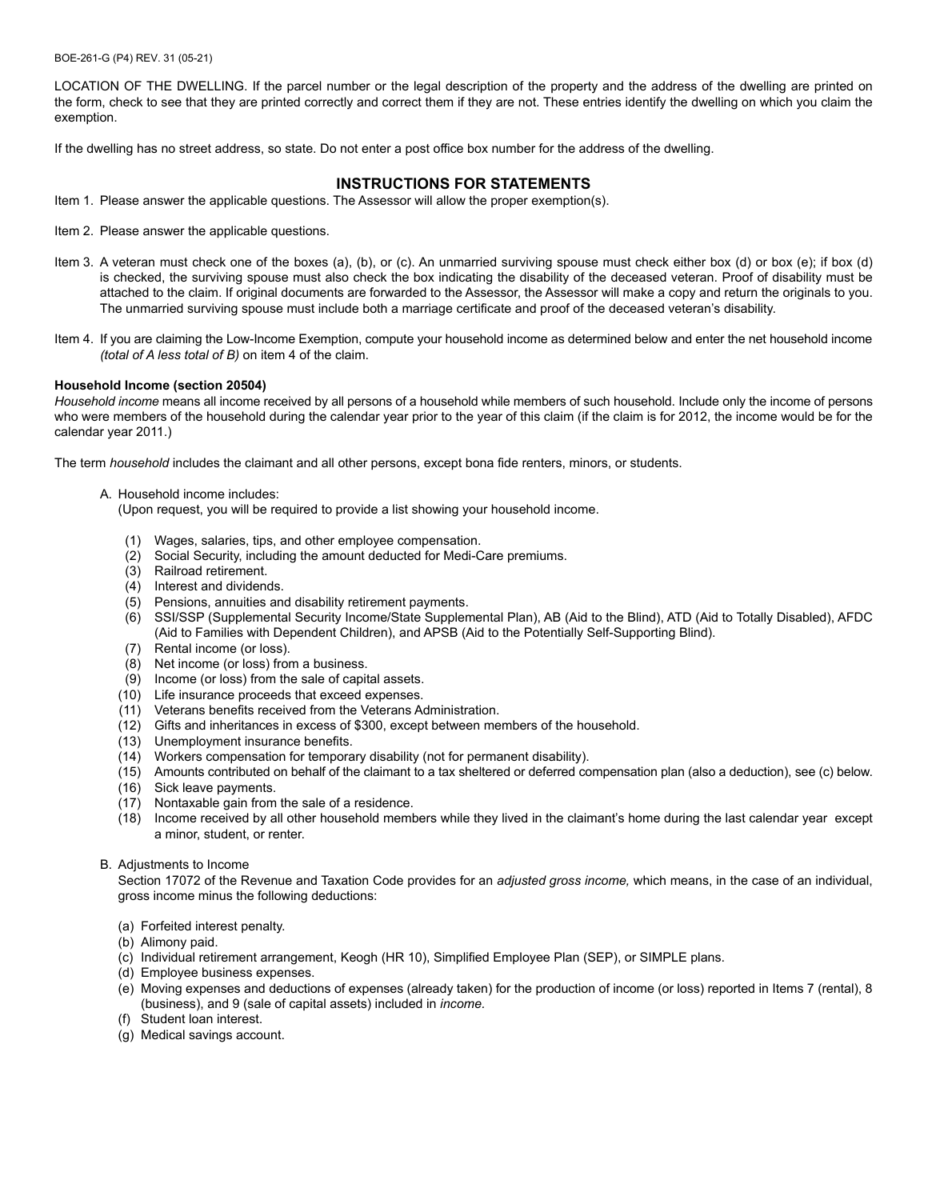LOCATION OF THE DWELLING. If the parcel number or the legal description of the property and the address of the dwelling are printed on the form, check to see that they are printed correctly and correct them if they are not. These entries identify the dwelling on which you claim the exemption.

If the dwelling has no street address, so state. Do not enter a post office box number for the address of the dwelling.

## INSTRUCTIONS FOR STATEMENTS

Item 1. Please answer the applicable questions. The Assessor will allow the proper exemption(s).

Item 2. Please answer the applicable questions.

Item 3. A veteran must check one of the boxes (a), (b), or (c). An unmarried surviving spouse must check either box (d) or box (e); if box (d) is checked, the surviving spouse must also check the box indicating the disability of the deceased veteran. Proof of disability must be attached to the claim. If original documents are forwarded to the Assessor, the Assessor will make a copy and return the originals to you. The unmarried surviving spouse must include both a marriage certificate and proof of the deceased veteran's disability.

Item 4. If you are claiming the Low-Income Exemption, compute your household income as determined below and enter the net household income *(total of A less total of B)* on item 4 of the claim.

**Household Income (section 20504)**

*Household income* means all income received by all persons of a household while members of such household. Include only the income of persons who were members of the household during the calendar year prior to the year of this claim (if the claim is for 2012, the income would be for the calendar year 2011.)

The term *household* includes the claimant and all other persons, except bona fide renters, minors, or students.

A. Household income includes:
(Upon request, you will be required to provide a list showing your household income.

(1) Wages, salaries, tips, and other employee compensation.
(2) Social Security, including the amount deducted for Medi-Care premiums.
(3) Railroad retirement.
(4) Interest and dividends.
(5) Pensions, annuities and disability retirement payments.
(6) SSI/SSP (Supplemental Security Income/State Supplemental Plan), AB (Aid to the Blind), ATD (Aid to Totally Disabled), AFDC (Aid to Families with Dependent Children), and APSB (Aid to the Potentially Self-Supporting Blind).
(7) Rental income (or loss).
(8) Net income (or loss) from a business.
(9) Income (or loss) from the sale of capital assets.
(10) Life insurance proceeds that exceed expenses.
(11) Veterans benefits received from the Veterans Administration.
(12) Gifts and inheritances in excess of $300, except between members of the household.
(13) Unemployment insurance benefits.
(14) Workers compensation for temporary disability (not for permanent disability).
(15) Amounts contributed on behalf of the claimant to a tax sheltered or deferred compensation plan (also a deduction), see (c) below.
(16) Sick leave payments.
(17) Nontaxable gain from the sale of a residence.
(18) Income received by all other household members while they lived in the claimant's home during the last calendar year except a minor, student, or renter.

B. Adjustments to Income
Section 17072 of the Revenue and Taxation Code provides for an *adjusted gross income,* which means, in the case of an individual, gross income minus the following deductions:

(a) Forfeited interest penalty.
(b) Alimony paid.
(c) Individual retirement arrangement, Keogh (HR 10), Simplified Employee Plan (SEP), or SIMPLE plans.
(d) Employee business expenses.
(e) Moving expenses and deductions of expenses (already taken) for the production of income (or loss) reported in Items 7 (rental), 8 (business), and 9 (sale of capital assets) included in *income.*
(f) Student loan interest.
(g) Medical savings account.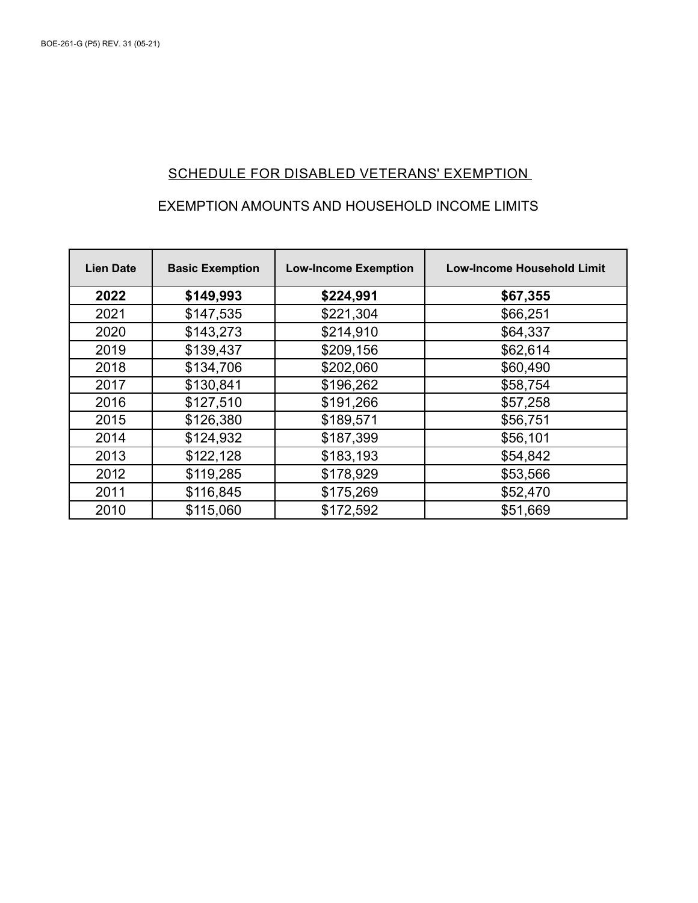## SCHEDULE FOR DISABLED VETERANS' EXEMPTION

### EXEMPTION AMOUNTS AND HOUSEHOLD INCOME LIMITS

| Lien Date | Basic Exemption | Low-Income Exemption | Low-Income Household Limit |
|---|---|---|---|
| **2022** | **$149,993** | **$224,991** | **$67,355** |
| 2021 | $147,535 | $221,304 | $66,251 |
| 2020 | $143,273 | $214,910 | $64,337 |
| 2019 | $139,437 | $209,156 | $62,614 |
| 2018 | $134,706 | $202,060 | $60,490 |
| 2017 | $130,841 | $196,262 | $58,754 |
| 2016 | $127,510 | $191,266 | $57,258 |
| 2015 | $126,380 | $189,571 | $56,751 |
| 2014 | $124,932 | $187,399 | $56,101 |
| 2013 | $122,128 | $183,193 | $54,842 |
| 2012 | $119,285 | $178,929 | $53,566 |
| 2011 | $116,845 | $175,269 | $52,470 |
| 2010 | $115,060 | $172,592 | $51,669 |